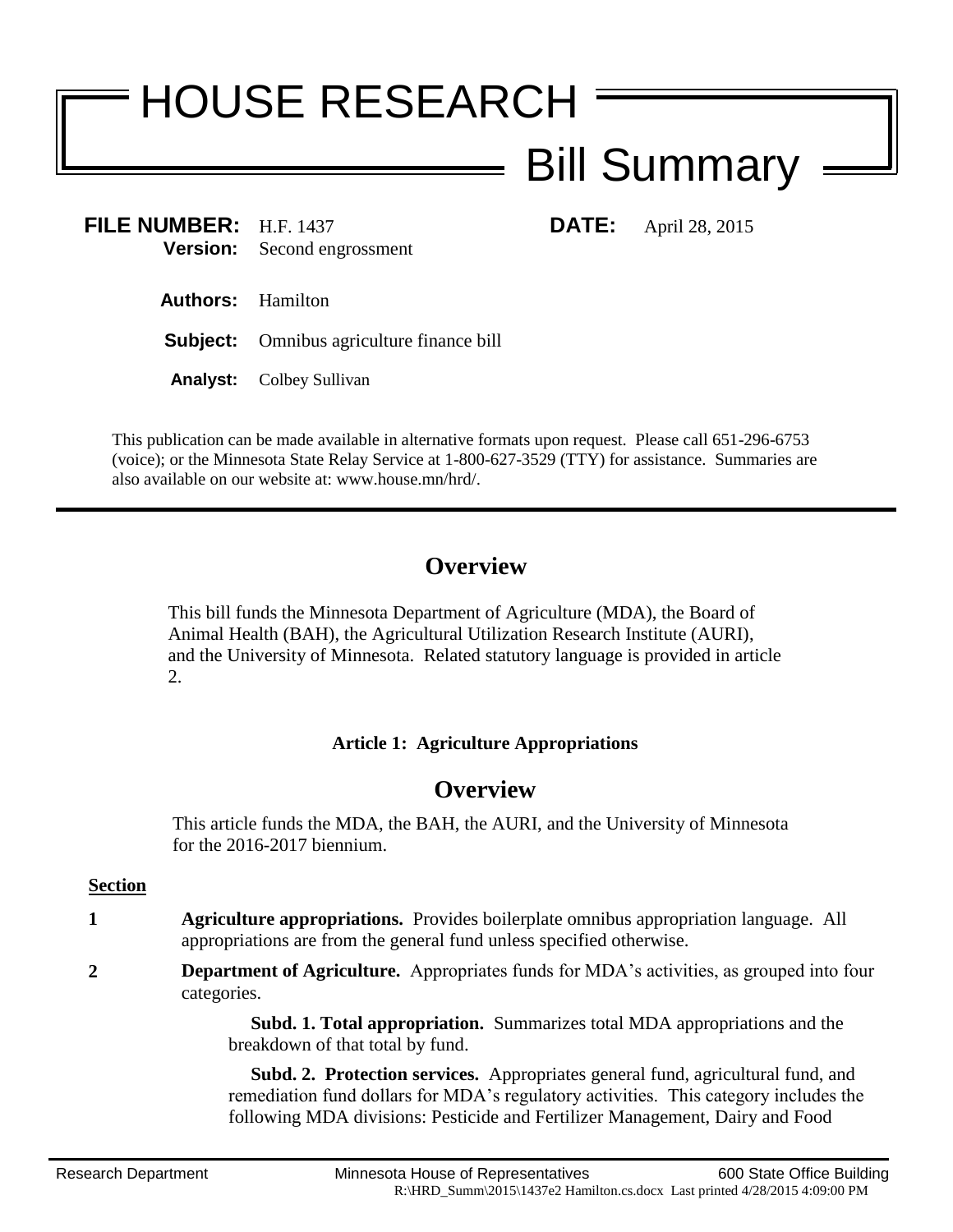# HOUSE RESEARCH

## Bill Summary

**FILE NUMBER:** H.F. 1437 **DATE:** April 28, 2015
**Version:** Second engrossment

**Authors:** Hamilton

**Subject:** Omnibus agriculture finance bill

**Analyst:** Colbey Sullivan

This publication can be made available in alternative formats upon request. Please call 651-296-6753 (voice); or the Minnesota State Relay Service at 1-800-627-3529 (TTY) for assistance. Summaries are also available on our website at: www.house.mn/hrd/.

---

## Overview

This bill funds the Minnesota Department of Agriculture (MDA), the Board of Animal Health (BAH), the Agricultural Utilization Research Institute (AURI), and the University of Minnesota. Related statutory language is provided in article 2.

### Article 1: Agriculture Appropriations

## Overview

This article funds the MDA, the BAH, the AURI, and the University of Minnesota for the 2016-2017 biennium.

**Section**

**1** **Agriculture appropriations.** Provides boilerplate omnibus appropriation language. All appropriations are from the general fund unless specified otherwise.

**2** **Department of Agriculture.** Appropriates funds for MDA's activities, as grouped into four categories.

**Subd. 1. Total appropriation.** Summarizes total MDA appropriations and the breakdown of that total by fund.

**Subd. 2. Protection services.** Appropriates general fund, agricultural fund, and remediation fund dollars for MDA's regulatory activities. This category includes the following MDA divisions: Pesticide and Fertilizer Management, Dairy and Food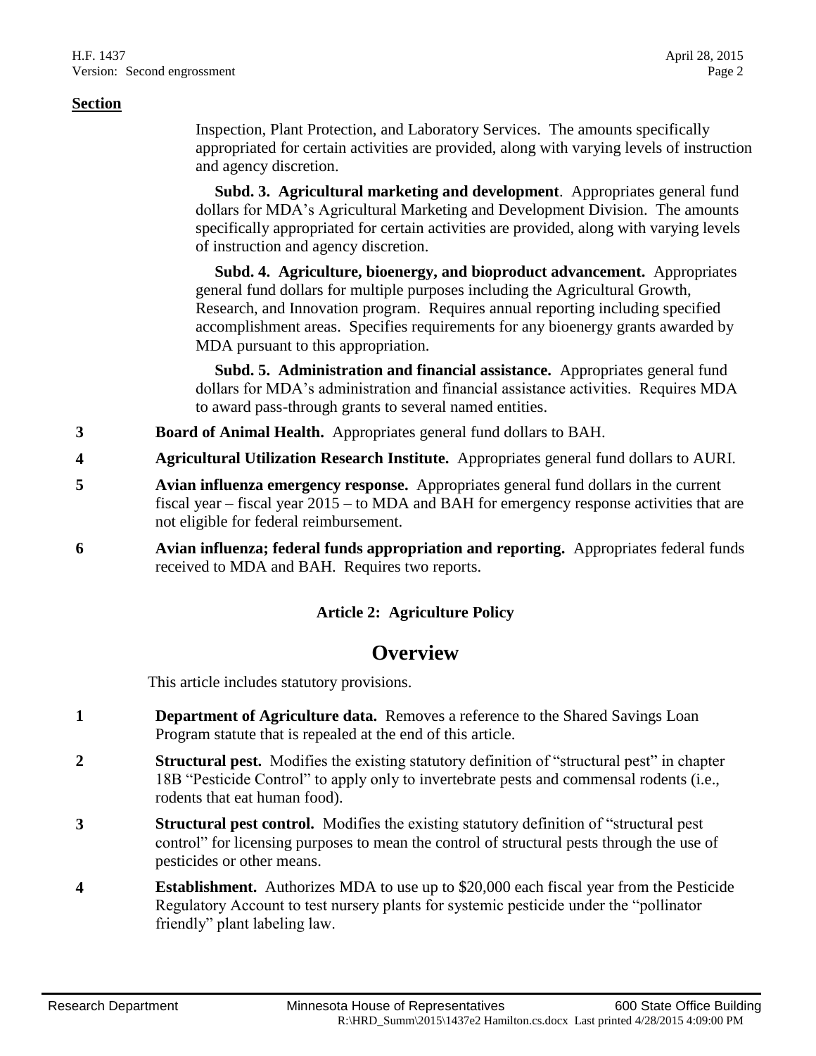**Section**

Inspection, Plant Protection, and Laboratory Services. The amounts specifically appropriated for certain activities are provided, along with varying levels of instruction and agency discretion.

**Subd. 3. Agricultural marketing and development**. Appropriates general fund dollars for MDA's Agricultural Marketing and Development Division. The amounts specifically appropriated for certain activities are provided, along with varying levels of instruction and agency discretion.

**Subd. 4. Agriculture, bioenergy, and bioproduct advancement.** Appropriates general fund dollars for multiple purposes including the Agricultural Growth, Research, and Innovation program. Requires annual reporting including specified accomplishment areas. Specifies requirements for any bioenergy grants awarded by MDA pursuant to this appropriation.

**Subd. 5. Administration and financial assistance.** Appropriates general fund dollars for MDA's administration and financial assistance activities. Requires MDA to award pass-through grants to several named entities.

**3** **Board of Animal Health.** Appropriates general fund dollars to BAH.

**4** **Agricultural Utilization Research Institute.** Appropriates general fund dollars to AURI.

**5** **Avian influenza emergency response.** Appropriates general fund dollars in the current fiscal year – fiscal year 2015 – to MDA and BAH for emergency response activities that are not eligible for federal reimbursement.

**6** **Avian influenza; federal funds appropriation and reporting.** Appropriates federal funds received to MDA and BAH. Requires two reports.

### Article 2: Agriculture Policy

## Overview

This article includes statutory provisions.

**1** **Department of Agriculture data.** Removes a reference to the Shared Savings Loan Program statute that is repealed at the end of this article.

**2** **Structural pest.** Modifies the existing statutory definition of "structural pest" in chapter 18B "Pesticide Control" to apply only to invertebrate pests and commensal rodents (i.e., rodents that eat human food).

**3** **Structural pest control.** Modifies the existing statutory definition of "structural pest control" for licensing purposes to mean the control of structural pests through the use of pesticides or other means.

**4** **Establishment.** Authorizes MDA to use up to $20,000 each fiscal year from the Pesticide Regulatory Account to test nursery plants for systemic pesticide under the "pollinator friendly" plant labeling law.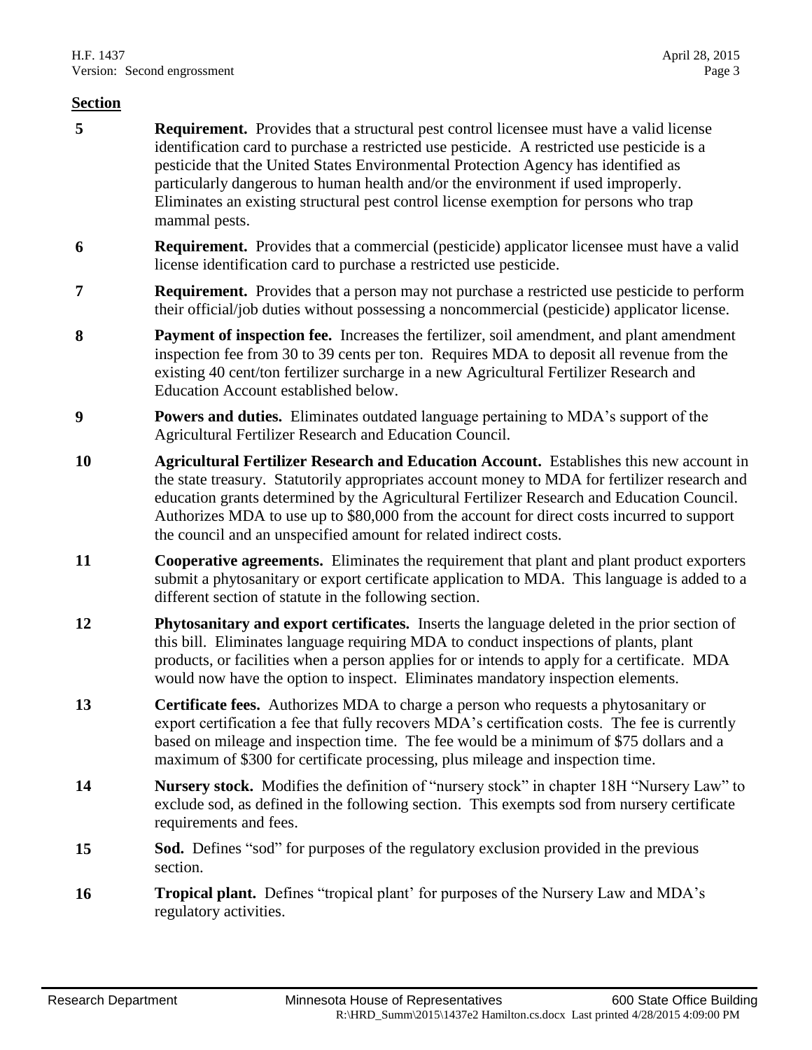**Section**

| | |
|---|---|
| **5** | **Requirement.** Provides that a structural pest control licensee must have a valid license identification card to purchase a restricted use pesticide. A restricted use pesticide is a pesticide that the United States Environmental Protection Agency has identified as particularly dangerous to human health and/or the environment if used improperly. Eliminates an existing structural pest control license exemption for persons who trap mammal pests. |
| **6** | **Requirement.** Provides that a commercial (pesticide) applicator licensee must have a valid license identification card to purchase a restricted use pesticide. |
| **7** | **Requirement.** Provides that a person may not purchase a restricted use pesticide to perform their official/job duties without possessing a noncommercial (pesticide) applicator license. |
| **8** | **Payment of inspection fee.** Increases the fertilizer, soil amendment, and plant amendment inspection fee from 30 to 39 cents per ton. Requires MDA to deposit all revenue from the existing 40 cent/ton fertilizer surcharge in a new Agricultural Fertilizer Research and Education Account established below. |
| **9** | **Powers and duties.** Eliminates outdated language pertaining to MDA's support of the Agricultural Fertilizer Research and Education Council. |
| **10** | **Agricultural Fertilizer Research and Education Account.** Establishes this new account in the state treasury. Statutorily appropriates account money to MDA for fertilizer research and education grants determined by the Agricultural Fertilizer Research and Education Council. Authorizes MDA to use up to $80,000 from the account for direct costs incurred to support the council and an unspecified amount for related indirect costs. |
| **11** | **Cooperative agreements.** Eliminates the requirement that plant and plant product exporters submit a phytosanitary or export certificate application to MDA. This language is added to a different section of statute in the following section. |
| **12** | **Phytosanitary and export certificates.** Inserts the language deleted in the prior section of this bill. Eliminates language requiring MDA to conduct inspections of plants, plant products, or facilities when a person applies for or intends to apply for a certificate. MDA would now have the option to inspect. Eliminates mandatory inspection elements. |
| **13** | **Certificate fees.** Authorizes MDA to charge a person who requests a phytosanitary or export certification a fee that fully recovers MDA's certification costs. The fee is currently based on mileage and inspection time. The fee would be a minimum of $75 dollars and a maximum of $300 for certificate processing, plus mileage and inspection time. |
| **14** | **Nursery stock.** Modifies the definition of "nursery stock" in chapter 18H "Nursery Law" to exclude sod, as defined in the following section. This exempts sod from nursery certificate requirements and fees. |
| **15** | **Sod.** Defines "sod" for purposes of the regulatory exclusion provided in the previous section. |
| **16** | **Tropical plant.** Defines "tropical plant' for purposes of the Nursery Law and MDA's regulatory activities. |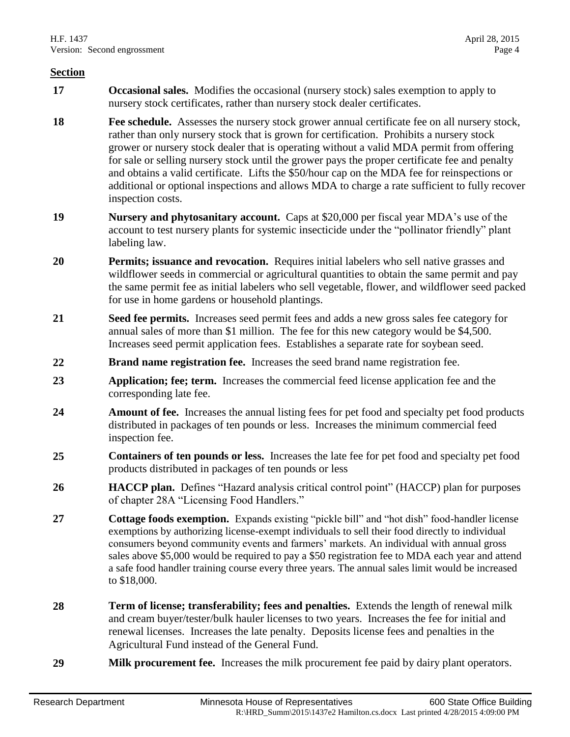**Section**

| | |
|---|---|
| **17** | **Occasional sales.** Modifies the occasional (nursery stock) sales exemption to apply to nursery stock certificates, rather than nursery stock dealer certificates. |
| **18** | **Fee schedule.** Assesses the nursery stock grower annual certificate fee on all nursery stock, rather than only nursery stock that is grown for certification. Prohibits a nursery stock grower or nursery stock dealer that is operating without a valid MDA permit from offering for sale or selling nursery stock until the grower pays the proper certificate fee and penalty and obtains a valid certificate. Lifts the $50/hour cap on the MDA fee for reinspections or additional or optional inspections and allows MDA to charge a rate sufficient to fully recover inspection costs. |
| **19** | **Nursery and phytosanitary account.** Caps at $20,000 per fiscal year MDA's use of the account to test nursery plants for systemic insecticide under the "pollinator friendly" plant labeling law. |
| **20** | **Permits; issuance and revocation.** Requires initial labelers who sell native grasses and wildflower seeds in commercial or agricultural quantities to obtain the same permit and pay the same permit fee as initial labelers who sell vegetable, flower, and wildflower seed packed for use in home gardens or household plantings. |
| **21** | **Seed fee permits.** Increases seed permit fees and adds a new gross sales fee category for annual sales of more than $1 million. The fee for this new category would be $4,500. Increases seed permit application fees. Establishes a separate rate for soybean seed. |
| **22** | **Brand name registration fee.** Increases the seed brand name registration fee. |
| **23** | **Application; fee; term.** Increases the commercial feed license application fee and the corresponding late fee. |
| **24** | **Amount of fee.** Increases the annual listing fees for pet food and specialty pet food products distributed in packages of ten pounds or less. Increases the minimum commercial feed inspection fee. |
| **25** | **Containers of ten pounds or less.** Increases the late fee for pet food and specialty pet food products distributed in packages of ten pounds or less |
| **26** | **HACCP plan.** Defines "Hazard analysis critical control point" (HACCP) plan for purposes of chapter 28A "Licensing Food Handlers." |
| **27** | **Cottage foods exemption.** Expands existing "pickle bill" and "hot dish" food-handler license exemptions by authorizing license-exempt individuals to sell their food directly to individual consumers beyond community events and farmers' markets. An individual with annual gross sales above $5,000 would be required to pay a $50 registration fee to MDA each year and attend a safe food handler training course every three years. The annual sales limit would be increased to $18,000. |
| **28** | **Term of license; transferability; fees and penalties.** Extends the length of renewal milk and cream buyer/tester/bulk hauler licenses to two years. Increases the fee for initial and renewal licenses. Increases the late penalty. Deposits license fees and penalties in the Agricultural Fund instead of the General Fund. |
| **29** | **Milk procurement fee.** Increases the milk procurement fee paid by dairy plant operators. |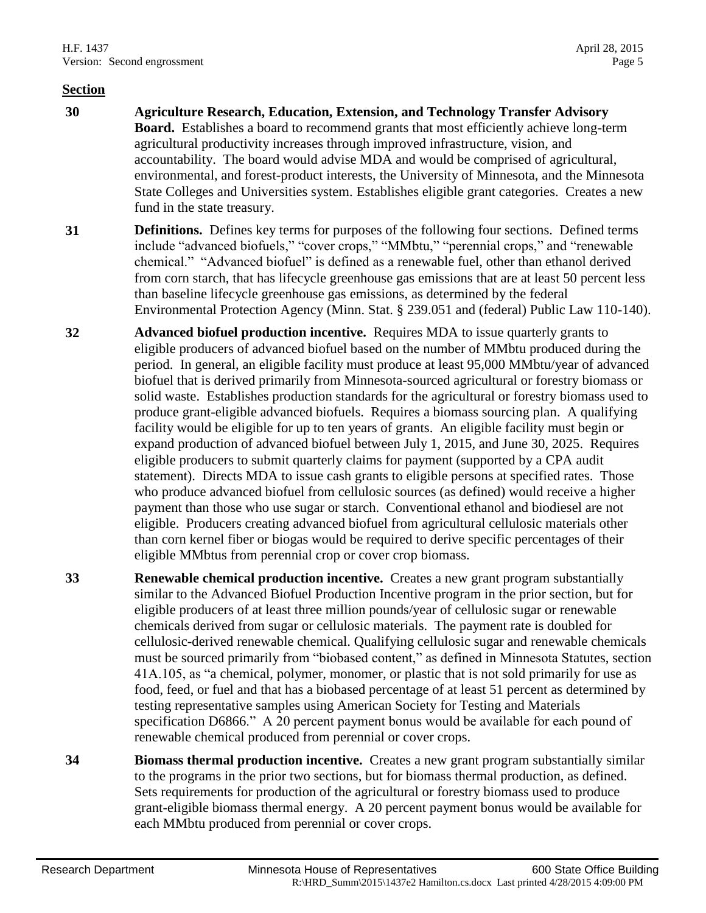**Section**

**30** **Agriculture Research, Education, Extension, and Technology Transfer Advisory Board.** Establishes a board to recommend grants that most efficiently achieve long-term agricultural productivity increases through improved infrastructure, vision, and accountability. The board would advise MDA and would be comprised of agricultural, environmental, and forest-product interests, the University of Minnesota, and the Minnesota State Colleges and Universities system. Establishes eligible grant categories. Creates a new fund in the state treasury.

**31** **Definitions.** Defines key terms for purposes of the following four sections. Defined terms include "advanced biofuels," "cover crops," "MMbtu," "perennial crops," and "renewable chemical." "Advanced biofuel" is defined as a renewable fuel, other than ethanol derived from corn starch, that has lifecycle greenhouse gas emissions that are at least 50 percent less than baseline lifecycle greenhouse gas emissions, as determined by the federal Environmental Protection Agency (Minn. Stat. § 239.051 and (federal) Public Law 110-140).

**32** **Advanced biofuel production incentive.** Requires MDA to issue quarterly grants to eligible producers of advanced biofuel based on the number of MMbtu produced during the period. In general, an eligible facility must produce at least 95,000 MMbtu/year of advanced biofuel that is derived primarily from Minnesota-sourced agricultural or forestry biomass or solid waste. Establishes production standards for the agricultural or forestry biomass used to produce grant-eligible advanced biofuels. Requires a biomass sourcing plan. A qualifying facility would be eligible for up to ten years of grants. An eligible facility must begin or expand production of advanced biofuel between July 1, 2015, and June 30, 2025. Requires eligible producers to submit quarterly claims for payment (supported by a CPA audit statement). Directs MDA to issue cash grants to eligible persons at specified rates. Those who produce advanced biofuel from cellulosic sources (as defined) would receive a higher payment than those who use sugar or starch. Conventional ethanol and biodiesel are not eligible. Producers creating advanced biofuel from agricultural cellulosic materials other than corn kernel fiber or biogas would be required to derive specific percentages of their eligible MMbtus from perennial crop or cover crop biomass.

**33** **Renewable chemical production incentive.** Creates a new grant program substantially similar to the Advanced Biofuel Production Incentive program in the prior section, but for eligible producers of at least three million pounds/year of cellulosic sugar or renewable chemicals derived from sugar or cellulosic materials. The payment rate is doubled for cellulosic-derived renewable chemical. Qualifying cellulosic sugar and renewable chemicals must be sourced primarily from "biobased content," as defined in Minnesota Statutes, section 41A.105, as "a chemical, polymer, monomer, or plastic that is not sold primarily for use as food, feed, or fuel and that has a biobased percentage of at least 51 percent as determined by testing representative samples using American Society for Testing and Materials specification D6866." A 20 percent payment bonus would be available for each pound of renewable chemical produced from perennial or cover crops.

**34** **Biomass thermal production incentive.** Creates a new grant program substantially similar to the programs in the prior two sections, but for biomass thermal production, as defined. Sets requirements for production of the agricultural or forestry biomass used to produce grant-eligible biomass thermal energy. A 20 percent payment bonus would be available for each MMbtu produced from perennial or cover crops.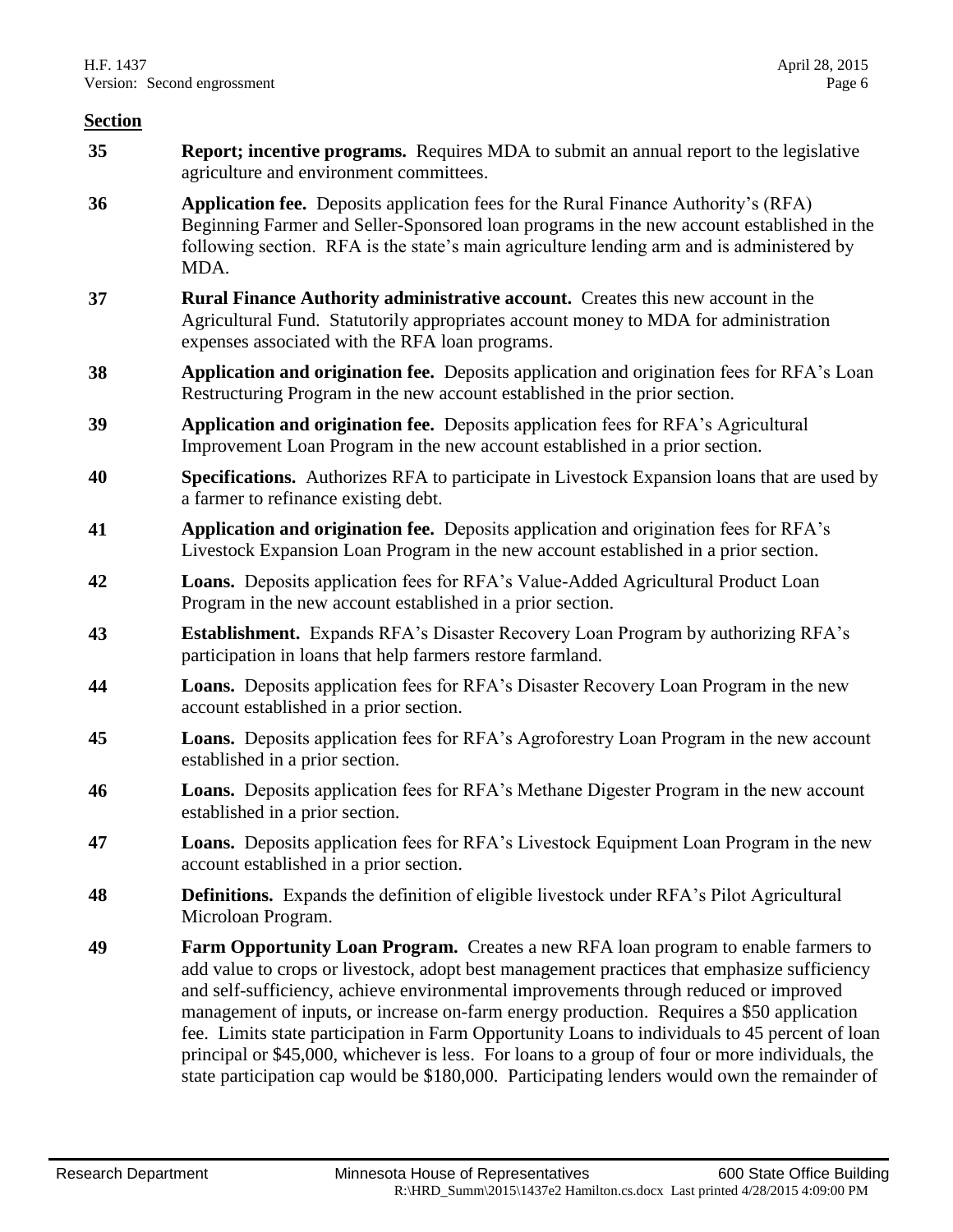**Section**

**35** **Report; incentive programs.** Requires MDA to submit an annual report to the legislative agriculture and environment committees.

**36** **Application fee.** Deposits application fees for the Rural Finance Authority's (RFA) Beginning Farmer and Seller-Sponsored loan programs in the new account established in the following section. RFA is the state's main agriculture lending arm and is administered by MDA.

**37** **Rural Finance Authority administrative account.** Creates this new account in the Agricultural Fund. Statutorily appropriates account money to MDA for administration expenses associated with the RFA loan programs.

**38** **Application and origination fee.** Deposits application and origination fees for RFA's Loan Restructuring Program in the new account established in the prior section.

**39** **Application and origination fee.** Deposits application fees for RFA's Agricultural Improvement Loan Program in the new account established in a prior section.

**40** **Specifications.** Authorizes RFA to participate in Livestock Expansion loans that are used by a farmer to refinance existing debt.

**41** **Application and origination fee.** Deposits application and origination fees for RFA's Livestock Expansion Loan Program in the new account established in a prior section.

**42** **Loans.** Deposits application fees for RFA's Value-Added Agricultural Product Loan Program in the new account established in a prior section.

**43** **Establishment.** Expands RFA's Disaster Recovery Loan Program by authorizing RFA's participation in loans that help farmers restore farmland.

**44** **Loans.** Deposits application fees for RFA's Disaster Recovery Loan Program in the new account established in a prior section.

**45** **Loans.** Deposits application fees for RFA's Agroforestry Loan Program in the new account established in a prior section.

**46** **Loans.** Deposits application fees for RFA's Methane Digester Program in the new account established in a prior section.

**47** **Loans.** Deposits application fees for RFA's Livestock Equipment Loan Program in the new account established in a prior section.

**48** **Definitions.** Expands the definition of eligible livestock under RFA's Pilot Agricultural Microloan Program.

**49** **Farm Opportunity Loan Program.** Creates a new RFA loan program to enable farmers to add value to crops or livestock, adopt best management practices that emphasize sufficiency and self-sufficiency, achieve environmental improvements through reduced or improved management of inputs, or increase on-farm energy production. Requires a $50 application fee. Limits state participation in Farm Opportunity Loans to individuals to 45 percent of loan principal or $45,000, whichever is less. For loans to a group of four or more individuals, the state participation cap would be $180,000. Participating lenders would own the remainder of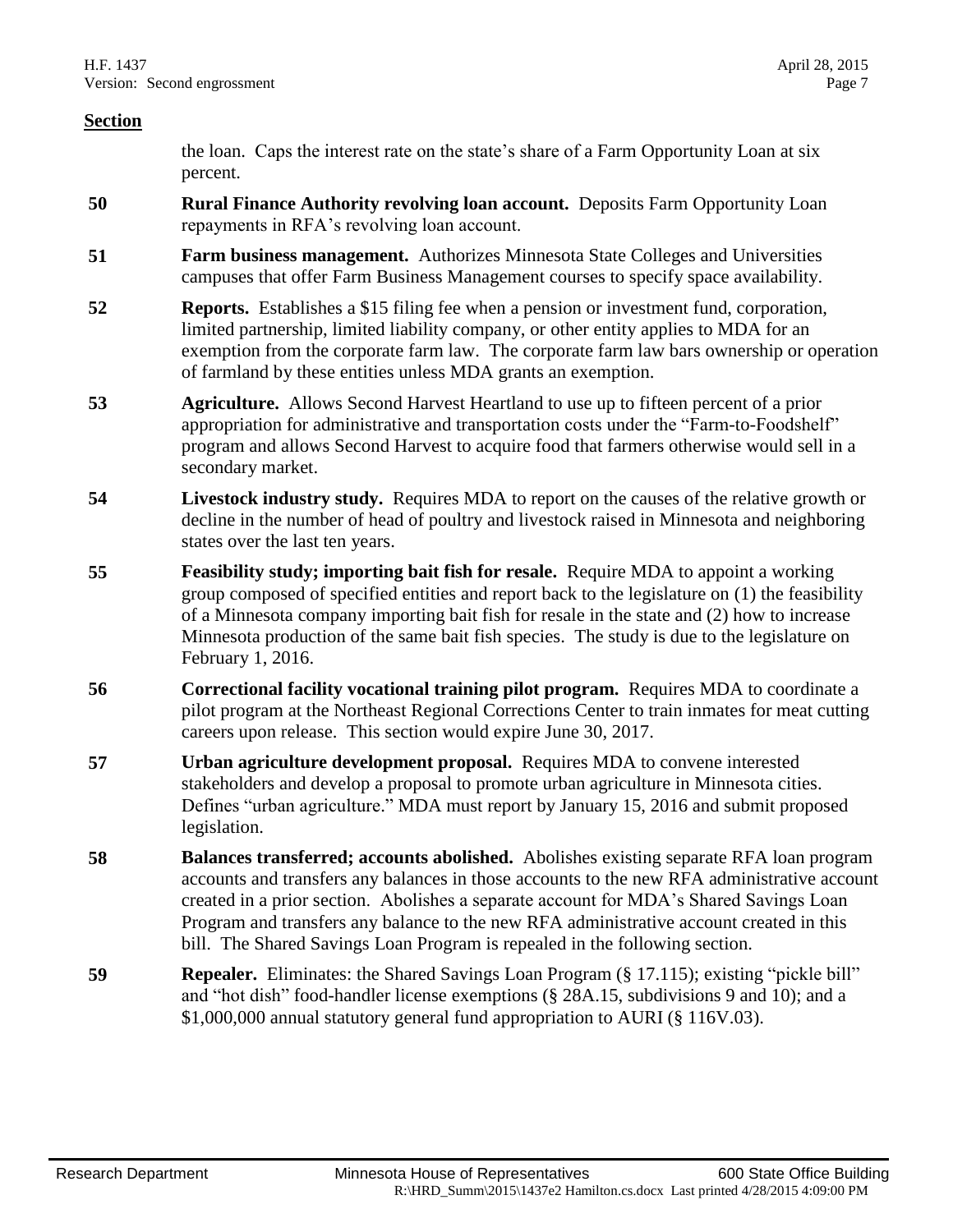**Section**

the loan. Caps the interest rate on the state's share of a Farm Opportunity Loan at six percent.

**50** **Rural Finance Authority revolving loan account.** Deposits Farm Opportunity Loan repayments in RFA's revolving loan account.

**51** **Farm business management.** Authorizes Minnesota State Colleges and Universities campuses that offer Farm Business Management courses to specify space availability.

**52** **Reports.** Establishes a $15 filing fee when a pension or investment fund, corporation, limited partnership, limited liability company, or other entity applies to MDA for an exemption from the corporate farm law. The corporate farm law bars ownership or operation of farmland by these entities unless MDA grants an exemption.

**53** **Agriculture.** Allows Second Harvest Heartland to use up to fifteen percent of a prior appropriation for administrative and transportation costs under the "Farm-to-Foodshelf" program and allows Second Harvest to acquire food that farmers otherwise would sell in a secondary market.

**54** **Livestock industry study.** Requires MDA to report on the causes of the relative growth or decline in the number of head of poultry and livestock raised in Minnesota and neighboring states over the last ten years.

**55** **Feasibility study; importing bait fish for resale.** Require MDA to appoint a working group composed of specified entities and report back to the legislature on (1) the feasibility of a Minnesota company importing bait fish for resale in the state and (2) how to increase Minnesota production of the same bait fish species. The study is due to the legislature on February 1, 2016.

**56** **Correctional facility vocational training pilot program.** Requires MDA to coordinate a pilot program at the Northeast Regional Corrections Center to train inmates for meat cutting careers upon release. This section would expire June 30, 2017.

**57** **Urban agriculture development proposal.** Requires MDA to convene interested stakeholders and develop a proposal to promote urban agriculture in Minnesota cities. Defines "urban agriculture." MDA must report by January 15, 2016 and submit proposed legislation.

**58** **Balances transferred; accounts abolished.** Abolishes existing separate RFA loan program accounts and transfers any balances in those accounts to the new RFA administrative account created in a prior section. Abolishes a separate account for MDA's Shared Savings Loan Program and transfers any balance to the new RFA administrative account created in this bill. The Shared Savings Loan Program is repealed in the following section.

**59** **Repealer.** Eliminates: the Shared Savings Loan Program (§ 17.115); existing "pickle bill" and "hot dish" food-handler license exemptions (§ 28A.15, subdivisions 9 and 10); and a $1,000,000 annual statutory general fund appropriation to AURI (§ 116V.03).